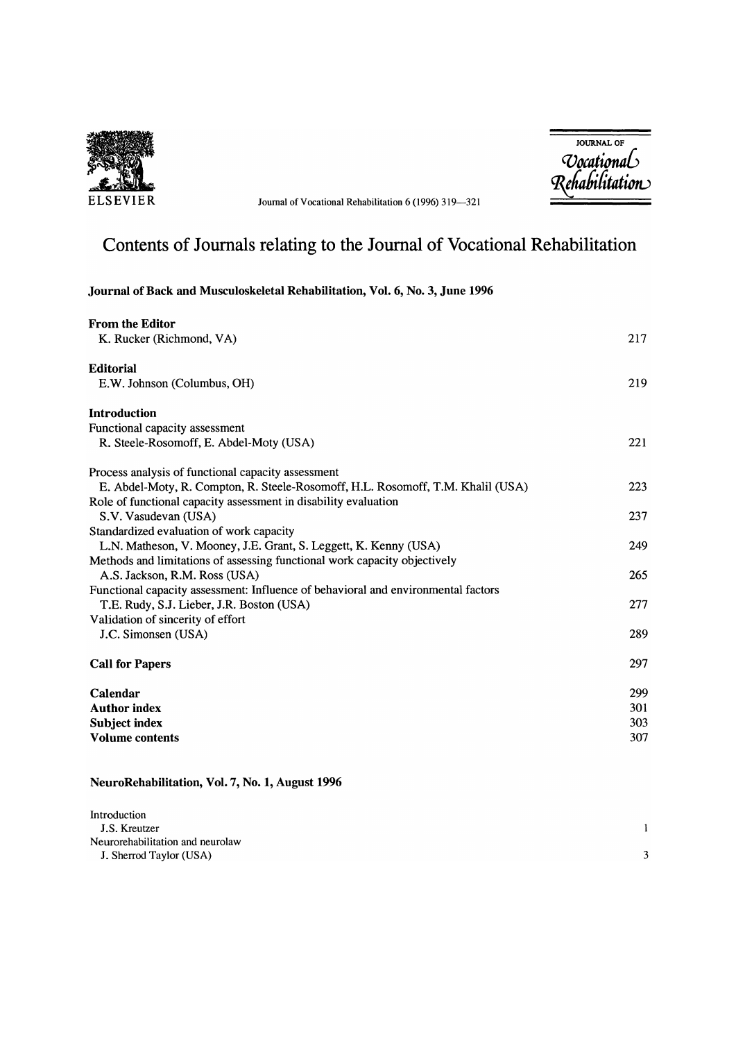# Contents of Journals relating to the Journal of Vocational Rehabilitation

## Journal of Back and Musculoskeletal Rehabilitation, Vol. 6, No. 3, June 1996

**From the Editor**
K. Rucker (Richmond, VA) — 217

**Editorial**
E.W. Johnson (Columbus, OH) — 219

**Introduction**
Functional capacity assessment
R. Steele-Rosomoff, E. Abdel-Moty (USA) — 221

Process analysis of functional capacity assessment
E. Abdel-Moty, R. Compton, R. Steele-Rosomoff, H.L. Rosomoff, T.M. Khalil (USA) — 223

Role of functional capacity assessment in disability evaluation
S.V. Vasudevan (USA) — 237

Standardized evaluation of work capacity
L.N. Matheson, V. Mooney, J.E. Grant, S. Leggett, K. Kenny (USA) — 249

Methods and limitations of assessing functional work capacity objectively
A.S. Jackson, R.M. Ross (USA) — 265

Functional capacity assessment: Influence of behavioral and environmental factors
T.E. Rudy, S.J. Lieber, J.R. Boston (USA) — 277

Validation of sincerity of effort
J.C. Simonsen (USA) — 289

**Call for Papers** — 297

**Calendar** — 299
**Author index** — 301
**Subject index** — 303
**Volume contents** — 307

## NeuroRehabilitation, Vol. 7, No. 1, August 1996

Introduction
J.S. Kreutzer — 1

Neurorehabilitation and neurolaw
J. Sherrod Taylor (USA) — 3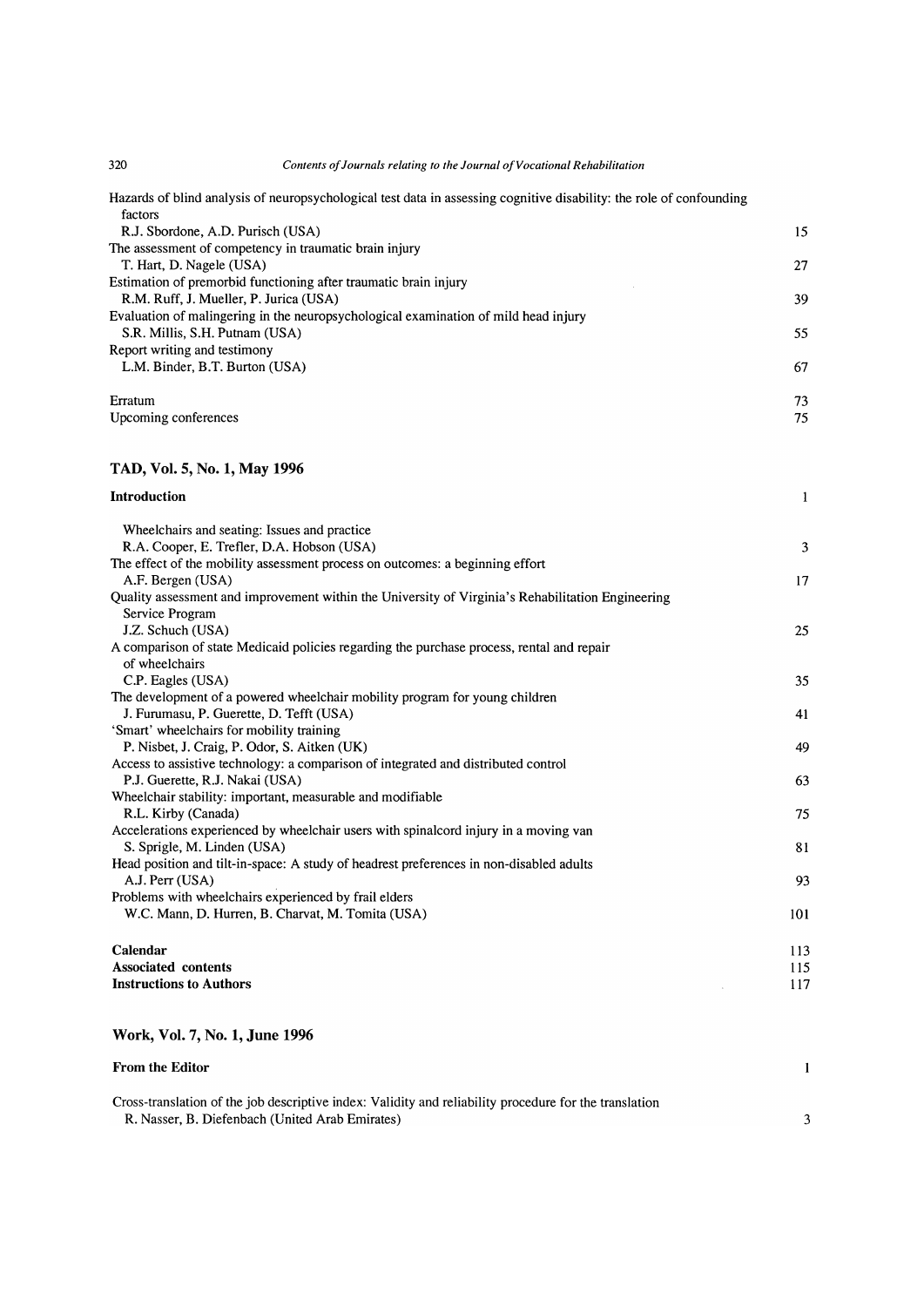Hazards of blind analysis of neuropsychological test data in assessing cognitive disability: the role of confounding factors
R.J. Sbordone, A.D. Purisch (USA) 15

The assessment of competency in traumatic brain injury
T. Hart, D. Nagele (USA) 27

Estimation of premorbid functioning after traumatic brain injury
R.M. Ruff, J. Mueller, P. Jurica (USA) 39

Evaluation of malingering in the neuropsychological examination of mild head injury
S.R. Millis, S.H. Putnam (USA) 55

Report writing and testimony
L.M. Binder, B.T. Burton (USA) 67

Erratum 73

Upcoming conferences 75

## TAD, Vol. 5, No. 1, May 1996

**Introduction** 1

Wheelchairs and seating: Issues and practice
R.A. Cooper, E. Trefler, D.A. Hobson (USA) 3

The effect of the mobility assessment process on outcomes: a beginning effort
A.F. Bergen (USA) 17

Quality assessment and improvement within the University of Virginia's Rehabilitation Engineering Service Program
J.Z. Schuch (USA) 25

A comparison of state Medicaid policies regarding the purchase process, rental and repair of wheelchairs
C.P. Eagles (USA) 35

The development of a powered wheelchair mobility program for young children
J. Furumasu, P. Guerette, D. Tefft (USA) 41

'Smart' wheelchairs for mobility training
P. Nisbet, J. Craig, P. Odor, S. Aitken (UK) 49

Access to assistive technology: a comparison of integrated and distributed control
P.J. Guerette, R.J. Nakai (USA) 63

Wheelchair stability: important, measurable and modifiable
R.L. Kirby (Canada) 75

Accelerations experienced by wheelchair users with spinalcord injury in a moving van
S. Sprigle, M. Linden (USA) 81

Head position and tilt-in-space: A study of headrest preferences in non-disabled adults
A.J. Perr (USA) 93

Problems with wheelchairs experienced by frail elders
W.C. Mann, D. Hurren, B. Charvat, M. Tomita (USA) 101

**Calendar** 113

**Associated contents** 115

**Instructions to Authors** 117

## Work, Vol. 7, No. 1, June 1996

**From the Editor** 1

Cross-translation of the job descriptive index: Validity and reliability procedure for the translation
R. Nasser, B. Diefenbach (United Arab Emirates) 3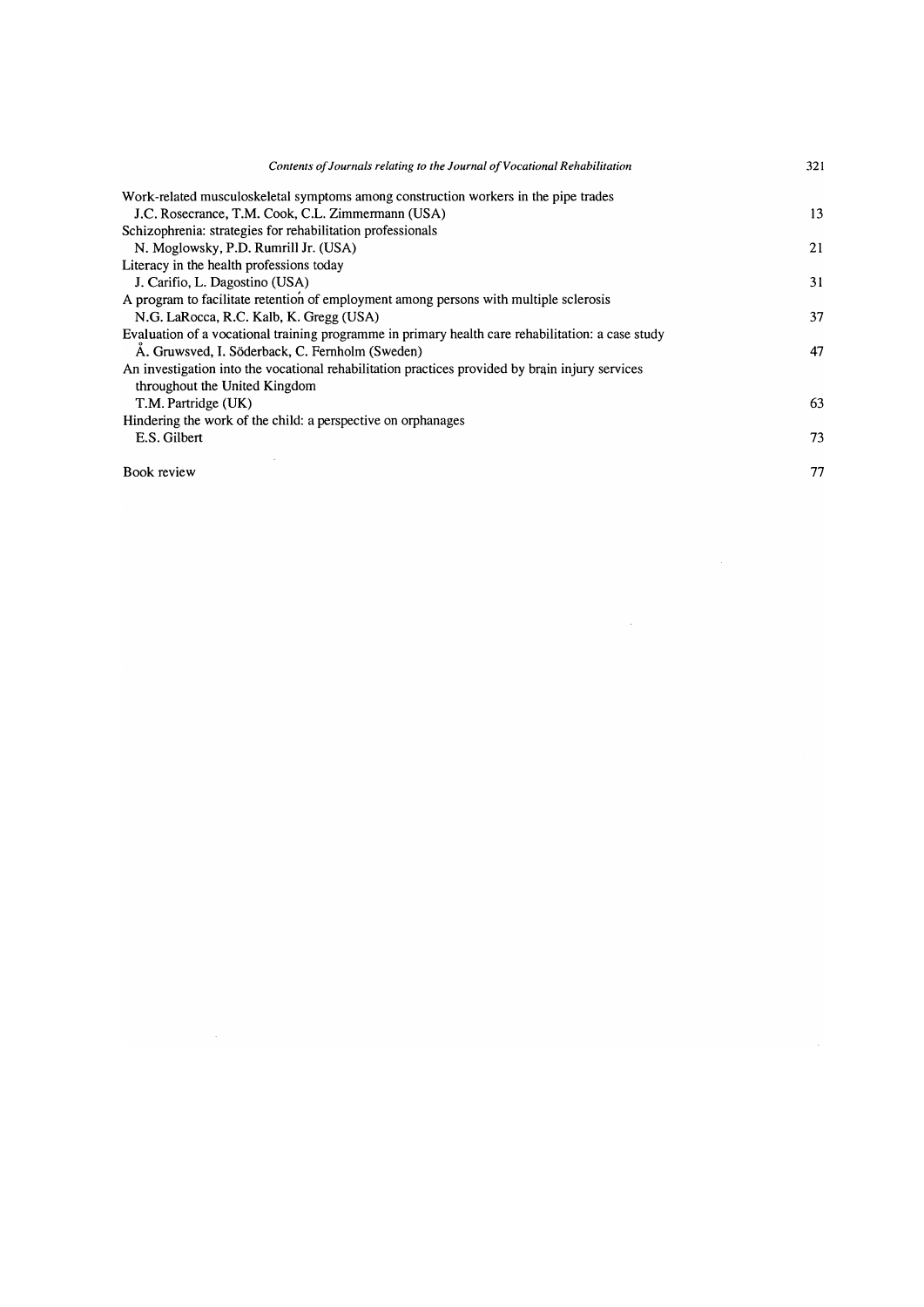Work-related musculoskeletal symptoms among construction workers in the pipe trades
J.C. Rosecrance, T.M. Cook, C.L. Zimmermann (USA) 13

Schizophrenia: strategies for rehabilitation professionals
N. Moglowsky, P.D. Rumrill Jr. (USA) 21

Literacy in the health professions today
J. Carifio, L. Dagostino (USA) 31

A program to facilitate retention of employment among persons with multiple sclerosis
N.G. LaRocca, R.C. Kalb, K. Gregg (USA) 37

Evaluation of a vocational training programme in primary health care rehabilitation: a case study
Å. Gruwsved, I. Söderback, C. Fernholm (Sweden) 47

An investigation into the vocational rehabilitation practices provided by brain injury services throughout the United Kingdom
T.M. Partridge (UK) 63

Hindering the work of the child: a perspective on orphanages
E.S. Gilbert 73

Book review 77